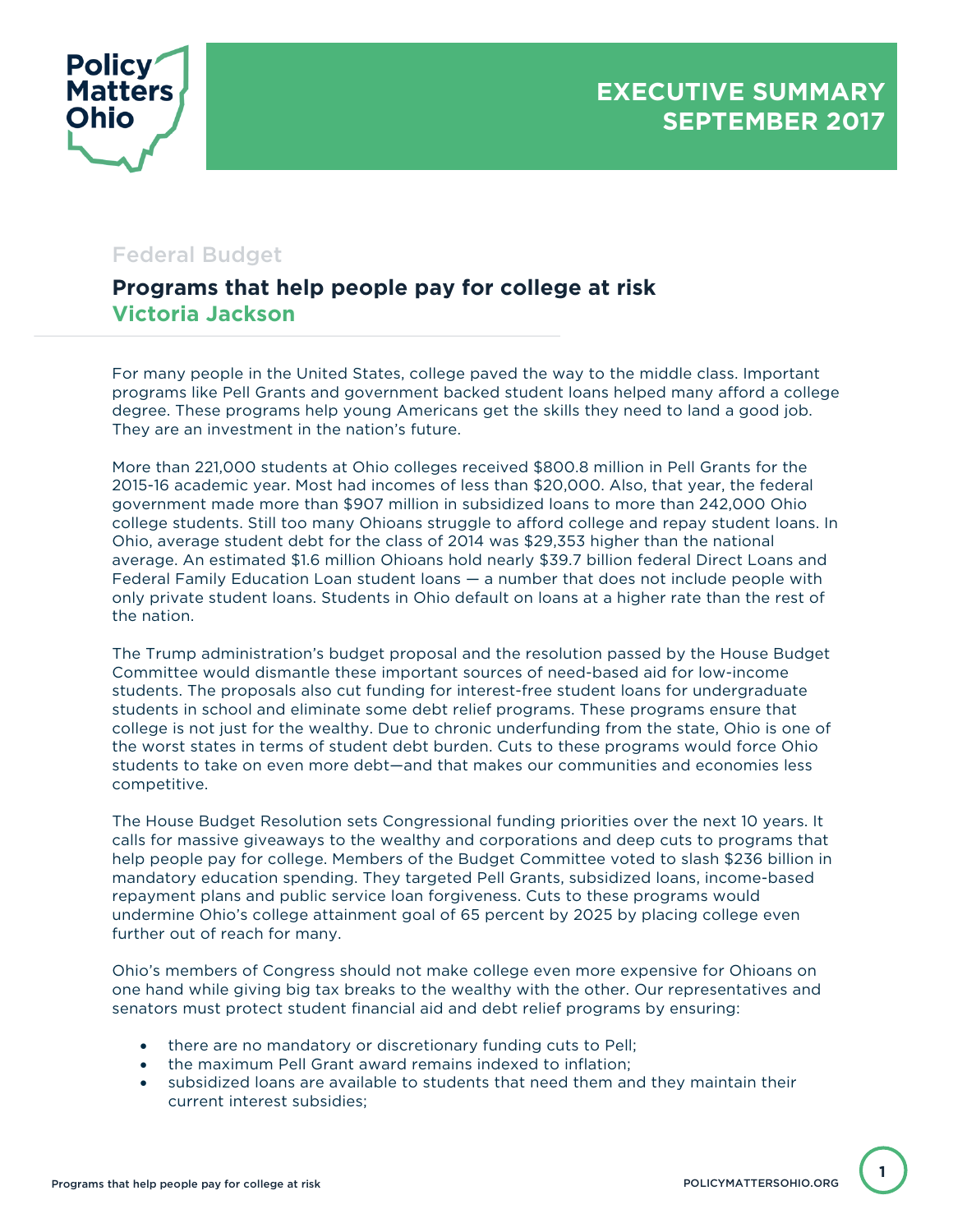Policy Matters Ohio

**EXECUTIVE SUMMARY SEPTEMBER 2017**

Federal Budget

## Programs that help people pay for college at risk

**Victoria Jackson**

For many people in the United States, college paved the way to the middle class. Important programs like Pell Grants and government backed student loans helped many afford a college degree. These programs help young Americans get the skills they need to land a good job. They are an investment in the nation's future.

More than 221,000 students at Ohio colleges received $800.8 million in Pell Grants for the 2015-16 academic year. Most had incomes of less than $20,000. Also, that year, the federal government made more than $907 million in subsidized loans to more than 242,000 Ohio college students. Still too many Ohioans struggle to afford college and repay student loans. In Ohio, average student debt for the class of 2014 was $29,353 higher than the national average. An estimated $1.6 million Ohioans hold nearly $39.7 billion federal Direct Loans and Federal Family Education Loan student loans — a number that does not include people with only private student loans. Students in Ohio default on loans at a higher rate than the rest of the nation.

The Trump administration's budget proposal and the resolution passed by the House Budget Committee would dismantle these important sources of need-based aid for low-income students. The proposals also cut funding for interest-free student loans for undergraduate students in school and eliminate some debt relief programs. These programs ensure that college is not just for the wealthy. Due to chronic underfunding from the state, Ohio is one of the worst states in terms of student debt burden. Cuts to these programs would force Ohio students to take on even more debt—and that makes our communities and economies less competitive.

The House Budget Resolution sets Congressional funding priorities over the next 10 years. It calls for massive giveaways to the wealthy and corporations and deep cuts to programs that help people pay for college. Members of the Budget Committee voted to slash $236 billion in mandatory education spending. They targeted Pell Grants, subsidized loans, income-based repayment plans and public service loan forgiveness. Cuts to these programs would undermine Ohio's college attainment goal of 65 percent by 2025 by placing college even further out of reach for many.

Ohio's members of Congress should not make college even more expensive for Ohioans on one hand while giving big tax breaks to the wealthy with the other. Our representatives and senators must protect student financial aid and debt relief programs by ensuring:

- there are no mandatory or discretionary funding cuts to Pell;
- the maximum Pell Grant award remains indexed to inflation;
- subsidized loans are available to students that need them and they maintain their current interest subsidies;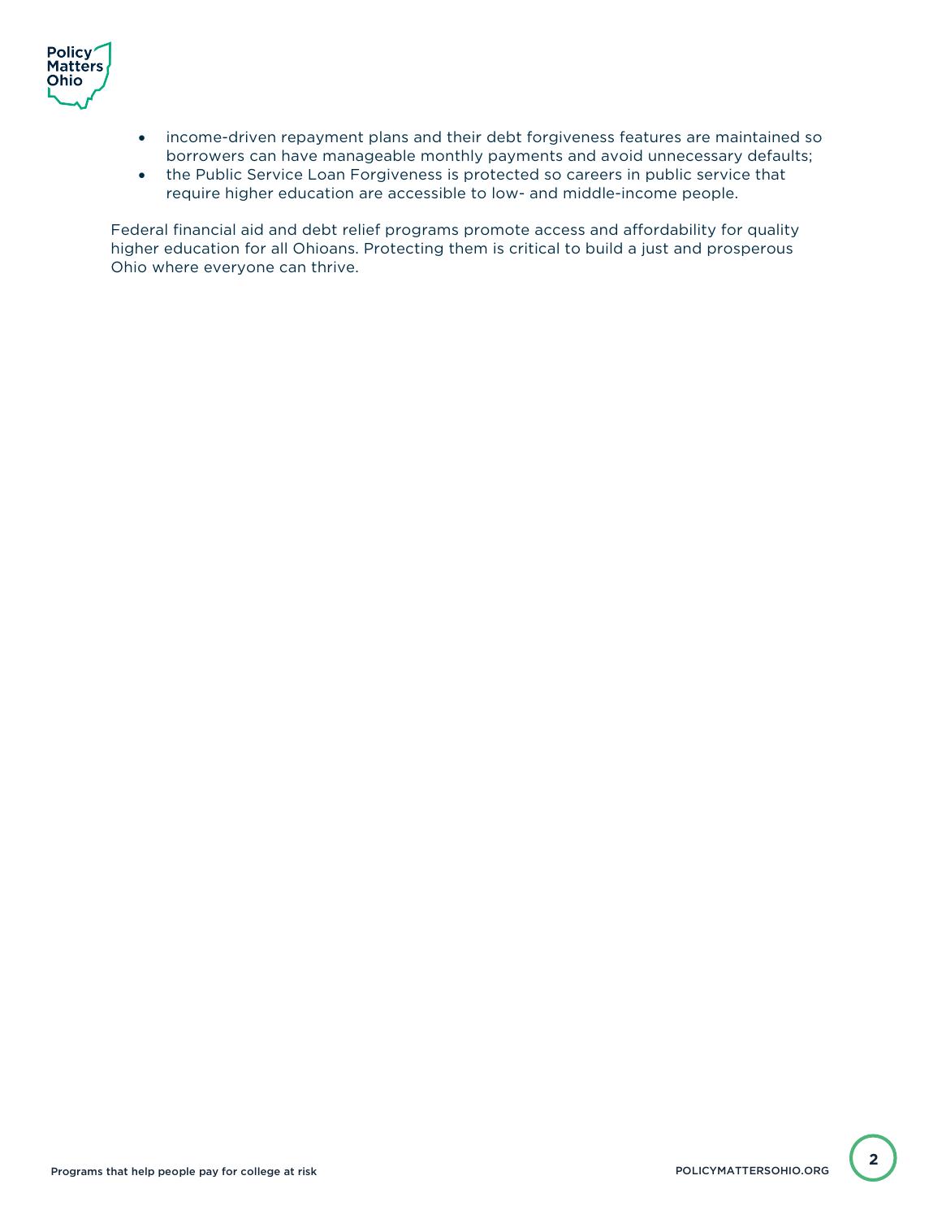- income-driven repayment plans and their debt forgiveness features are maintained so borrowers can have manageable monthly payments and avoid unnecessary defaults;
- the Public Service Loan Forgiveness is protected so careers in public service that require higher education are accessible to low- and middle-income people.

Federal financial aid and debt relief programs promote access and affordability for quality higher education for all Ohioans. Protecting them is critical to build a just and prosperous Ohio where everyone can thrive.